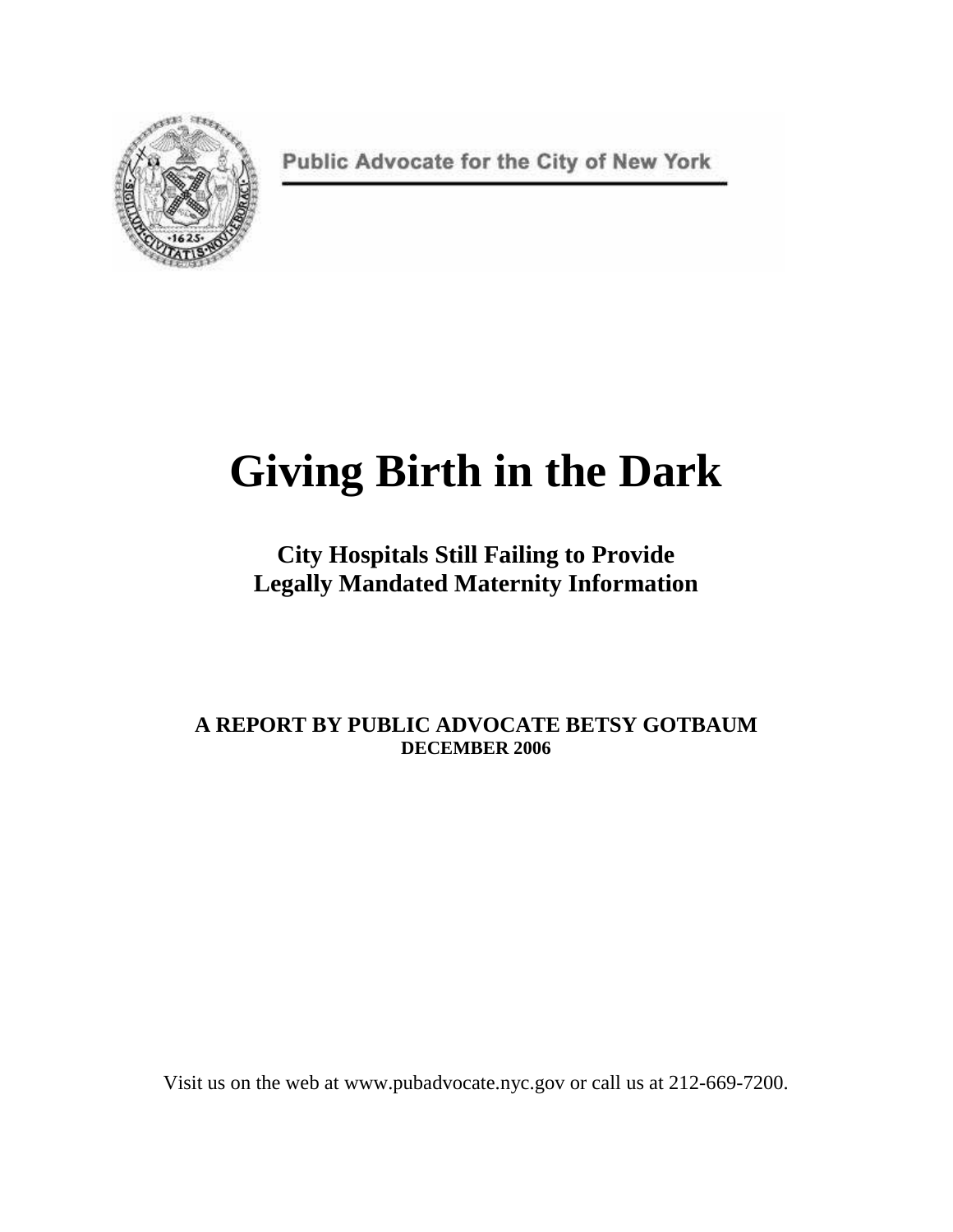Public Advocate for the City of New York

# Giving Birth in the Dark

## City Hospitals Still Failing to Provide Legally Mandated Maternity Information

**A REPORT BY PUBLIC ADVOCATE BETSY GOTBAUM**
**DECEMBER 2006**

Visit us on the web at www.pubadvocate.nyc.gov or call us at 212-669-7200.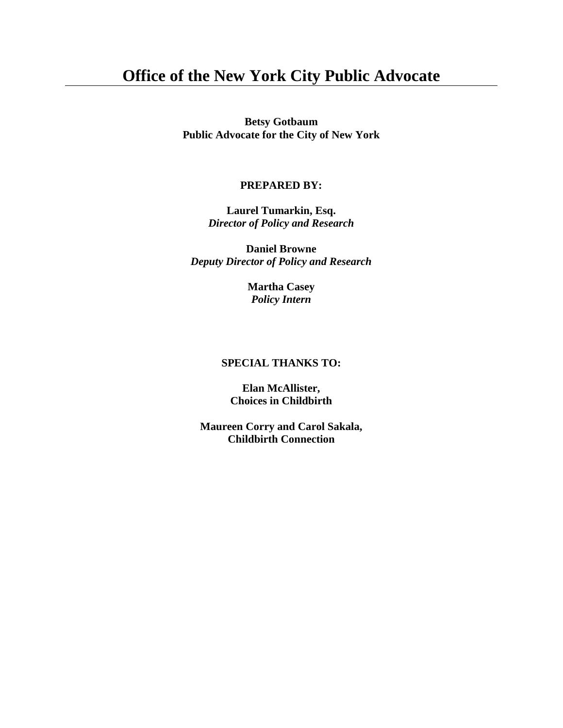# Office of the New York City Public Advocate

**Betsy Gotbaum**
**Public Advocate for the City of New York**

**PREPARED BY:**

**Laurel Tumarkin, Esq.**
***Director of Policy and Research***

**Daniel Browne**
***Deputy Director of Policy and Research***

**Martha Casey**
***Policy Intern***

**SPECIAL THANKS TO:**

**Elan McAllister,**
**Choices in Childbirth**

**Maureen Corry and Carol Sakala,**
**Childbirth Connection**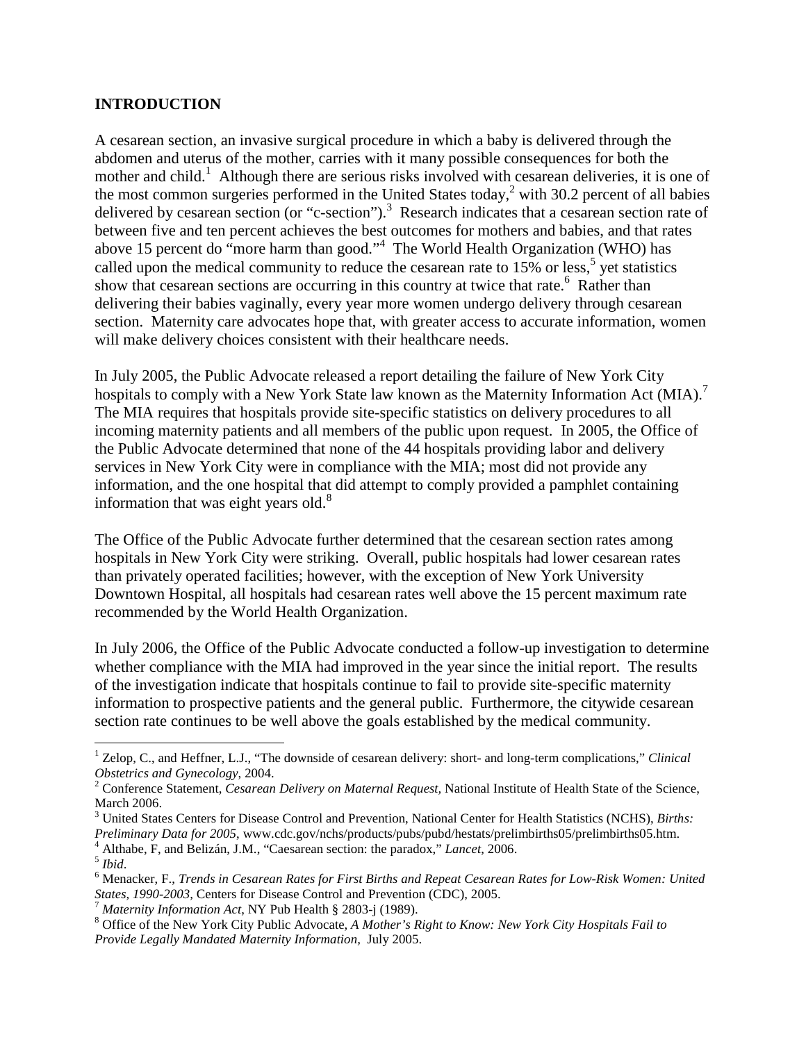## INTRODUCTION

A cesarean section, an invasive surgical procedure in which a baby is delivered through the abdomen and uterus of the mother, carries with it many possible consequences for both the mother and child.[1] Although there are serious risks involved with cesarean deliveries, it is one of the most common surgeries performed in the United States today,[2] with 30.2 percent of all babies delivered by cesarean section (or "c-section").[3] Research indicates that a cesarean section rate of between five and ten percent achieves the best outcomes for mothers and babies, and that rates above 15 percent do "more harm than good."[4] The World Health Organization (WHO) has called upon the medical community to reduce the cesarean rate to 15% or less,[5] yet statistics show that cesarean sections are occurring in this country at twice that rate.[6] Rather than delivering their babies vaginally, every year more women undergo delivery through cesarean section. Maternity care advocates hope that, with greater access to accurate information, women will make delivery choices consistent with their healthcare needs.

In July 2005, the Public Advocate released a report detailing the failure of New York City hospitals to comply with a New York State law known as the Maternity Information Act (MIA).[7] The MIA requires that hospitals provide site-specific statistics on delivery procedures to all incoming maternity patients and all members of the public upon request. In 2005, the Office of the Public Advocate determined that none of the 44 hospitals providing labor and delivery services in New York City were in compliance with the MIA; most did not provide any information, and the one hospital that did attempt to comply provided a pamphlet containing information that was eight years old.[8]

The Office of the Public Advocate further determined that the cesarean section rates among hospitals in New York City were striking. Overall, public hospitals had lower cesarean rates than privately operated facilities; however, with the exception of New York University Downtown Hospital, all hospitals had cesarean rates well above the 15 percent maximum rate recommended by the World Health Organization.

In July 2006, the Office of the Public Advocate conducted a follow-up investigation to determine whether compliance with the MIA had improved in the year since the initial report. The results of the investigation indicate that hospitals continue to fail to provide site-specific maternity information to prospective patients and the general public. Furthermore, the citywide cesarean section rate continues to be well above the goals established by the medical community.

---

[1] Zelop, C., and Heffner, L.J., "The downside of cesarean delivery: short- and long-term complications," *Clinical Obstetrics and Gynecology*, 2004.

[2] Conference Statement, *Cesarean Delivery on Maternal Request*, National Institute of Health State of the Science, March 2006.

[3] United States Centers for Disease Control and Prevention, National Center for Health Statistics (NCHS), *Births: Preliminary Data for 2005*, www.cdc.gov/nchs/products/pubs/pubd/hestats/prelimbirths05/prelimbirths05.htm.

[4] Althabe, F, and Belizán, J.M., "Caesarean section: the paradox," *Lancet*, 2006.

[5] *Ibid*.

[6] Menacker, F., *Trends in Cesarean Rates for First Births and Repeat Cesarean Rates for Low-Risk Women: United States, 1990-2003*, Centers for Disease Control and Prevention (CDC), 2005.

[7] *Maternity Information Act*, NY Pub Health § 2803-j (1989).

[8] Office of the New York City Public Advocate, *A Mother's Right to Know: New York City Hospitals Fail to Provide Legally Mandated Maternity Information*, July 2005.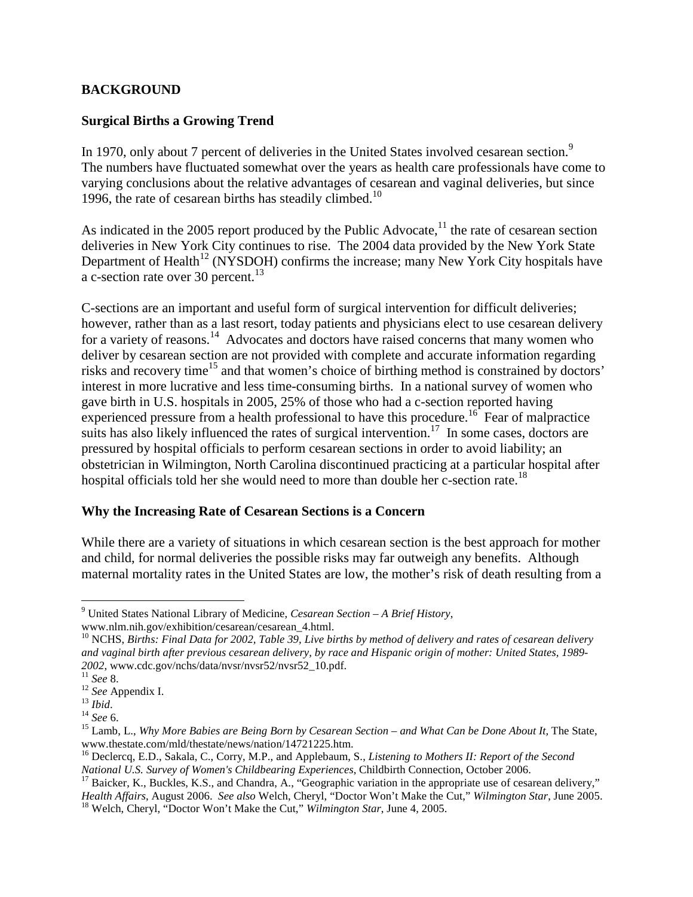## BACKGROUND

### Surgical Births a Growing Trend

In 1970, only about 7 percent of deliveries in the United States involved cesarean section.[9] The numbers have fluctuated somewhat over the years as health care professionals have come to varying conclusions about the relative advantages of cesarean and vaginal deliveries, but since 1996, the rate of cesarean births has steadily climbed.[10]

As indicated in the 2005 report produced by the Public Advocate,[11] the rate of cesarean section deliveries in New York City continues to rise. The 2004 data provided by the New York State Department of Health[12] (NYSDOH) confirms the increase; many New York City hospitals have a c-section rate over 30 percent.[13]

C-sections are an important and useful form of surgical intervention for difficult deliveries; however, rather than as a last resort, today patients and physicians elect to use cesarean delivery for a variety of reasons.[14] Advocates and doctors have raised concerns that many women who deliver by cesarean section are not provided with complete and accurate information regarding risks and recovery time[15] and that women's choice of birthing method is constrained by doctors' interest in more lucrative and less time-consuming births. In a national survey of women who gave birth in U.S. hospitals in 2005, 25% of those who had a c-section reported having experienced pressure from a health professional to have this procedure.[16] Fear of malpractice suits has also likely influenced the rates of surgical intervention.[17] In some cases, doctors are pressured by hospital officials to perform cesarean sections in order to avoid liability; an obstetrician in Wilmington, North Carolina discontinued practicing at a particular hospital after hospital officials told her she would need to more than double her c-section rate.[18]

### Why the Increasing Rate of Cesarean Sections is a Concern

While there are a variety of situations in which cesarean section is the best approach for mother and child, for normal deliveries the possible risks may far outweigh any benefits. Although maternal mortality rates in the United States are low, the mother's risk of death resulting from a

---

[9] United States National Library of Medicine, *Cesarean Section – A Brief History*, www.nlm.nih.gov/exhibition/cesarean/cesarean_4.html.

[10] NCHS, *Births: Final Data for 2002, Table 39, Live births by method of delivery and rates of cesarean delivery and vaginal birth after previous cesarean delivery, by race and Hispanic origin of mother: United States, 1989-2002*, www.cdc.gov/nchs/data/nvsr/nvsr52/nvsr52_10.pdf.

[11] *See* 8.

[12] *See* Appendix I.

[13] *Ibid*.

[14] *See* 6.

[15] Lamb, L., *Why More Babies are Being Born by Cesarean Section – and What Can be Done About It*, The State, www.thestate.com/mld/thestate/news/nation/14721225.htm.

[16] Declercq, E.D., Sakala, C., Corry, M.P., and Applebaum, S., *Listening to Mothers II: Report of the Second National U.S. Survey of Women's Childbearing Experiences*, Childbirth Connection, October 2006.

[17] Baicker, K., Buckles, K.S., and Chandra, A., "Geographic variation in the appropriate use of cesarean delivery," *Health Affairs*, August 2006. *See also* Welch, Cheryl, "Doctor Won't Make the Cut," *Wilmington Star*, June 2005.

[18] Welch, Cheryl, "Doctor Won't Make the Cut," *Wilmington Star*, June 4, 2005.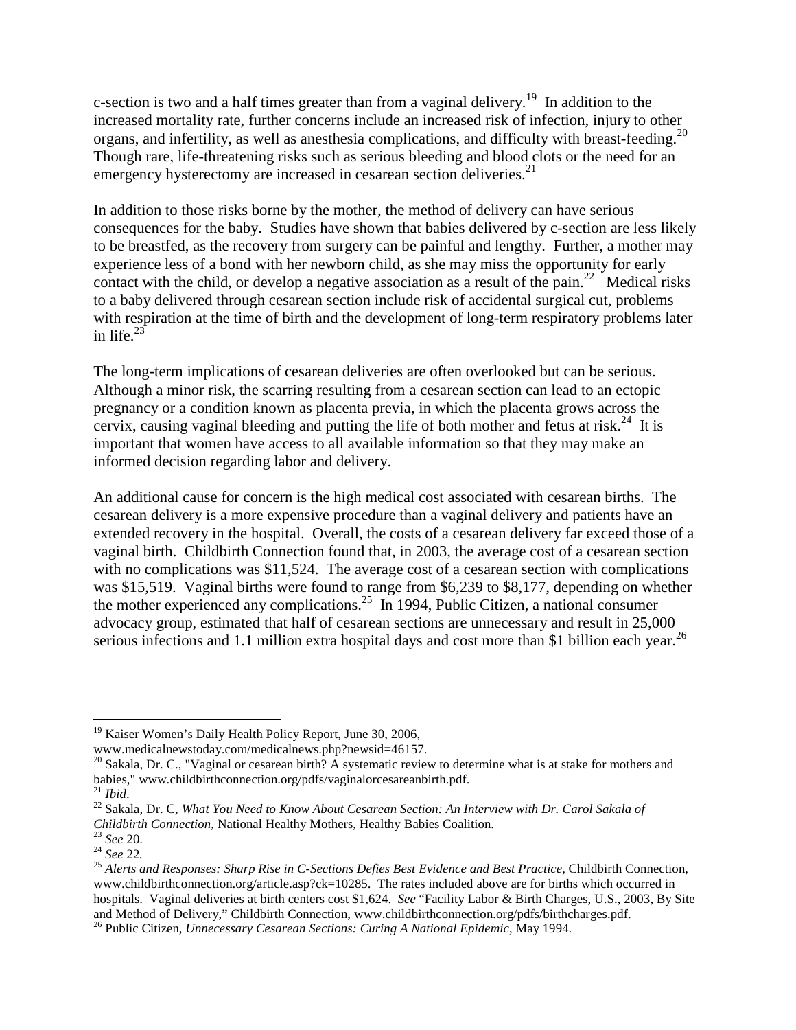c-section is two and a half times greater than from a vaginal delivery.[19] In addition to the increased mortality rate, further concerns include an increased risk of infection, injury to other organs, and infertility, as well as anesthesia complications, and difficulty with breast-feeding.[20] Though rare, life-threatening risks such as serious bleeding and blood clots or the need for an emergency hysterectomy are increased in cesarean section deliveries.[21]

In addition to those risks borne by the mother, the method of delivery can have serious consequences for the baby. Studies have shown that babies delivered by c-section are less likely to be breastfed, as the recovery from surgery can be painful and lengthy. Further, a mother may experience less of a bond with her newborn child, as she may miss the opportunity for early contact with the child, or develop a negative association as a result of the pain.[22] Medical risks to a baby delivered through cesarean section include risk of accidental surgical cut, problems with respiration at the time of birth and the development of long-term respiratory problems later in life.[23]

The long-term implications of cesarean deliveries are often overlooked but can be serious. Although a minor risk, the scarring resulting from a cesarean section can lead to an ectopic pregnancy or a condition known as placenta previa, in which the placenta grows across the cervix, causing vaginal bleeding and putting the life of both mother and fetus at risk.[24] It is important that women have access to all available information so that they may make an informed decision regarding labor and delivery.

An additional cause for concern is the high medical cost associated with cesarean births. The cesarean delivery is a more expensive procedure than a vaginal delivery and patients have an extended recovery in the hospital. Overall, the costs of a cesarean delivery far exceed those of a vaginal birth. Childbirth Connection found that, in 2003, the average cost of a cesarean section with no complications was $11,524. The average cost of a cesarean section with complications was $15,519. Vaginal births were found to range from $6,239 to $8,177, depending on whether the mother experienced any complications.[25] In 1994, Public Citizen, a national consumer advocacy group, estimated that half of cesarean sections are unnecessary and result in 25,000 serious infections and 1.1 million extra hospital days and cost more than $1 billion each year.[26]

---

[19] Kaiser Women's Daily Health Policy Report, June 30, 2006, www.medicalnewstoday.com/medicalnews.php?newsid=46157.

[20] Sakala, Dr. C., "Vaginal or cesarean birth? A systematic review to determine what is at stake for mothers and babies," www.childbirthconnection.org/pdfs/vaginalorcesareanbirth.pdf.

[21] *Ibid*.

[22] Sakala, Dr. C, *What You Need to Know About Cesarean Section: An Interview with Dr. Carol Sakala of Childbirth Connection,* National Healthy Mothers, Healthy Babies Coalition.

[23] *See* 20.

[24] *See* 22.

[25] *Alerts and Responses: Sharp Rise in C-Sections Defies Best Evidence and Best Practice,* Childbirth Connection, www.childbirthconnection.org/article.asp?ck=10285. The rates included above are for births which occurred in hospitals. Vaginal deliveries at birth centers cost $1,624. *See* "Facility Labor & Birth Charges, U.S., 2003, By Site and Method of Delivery," Childbirth Connection, www.childbirthconnection.org/pdfs/birthcharges.pdf.

[26] Public Citizen, *Unnecessary Cesarean Sections: Curing A National Epidemic*, May 1994.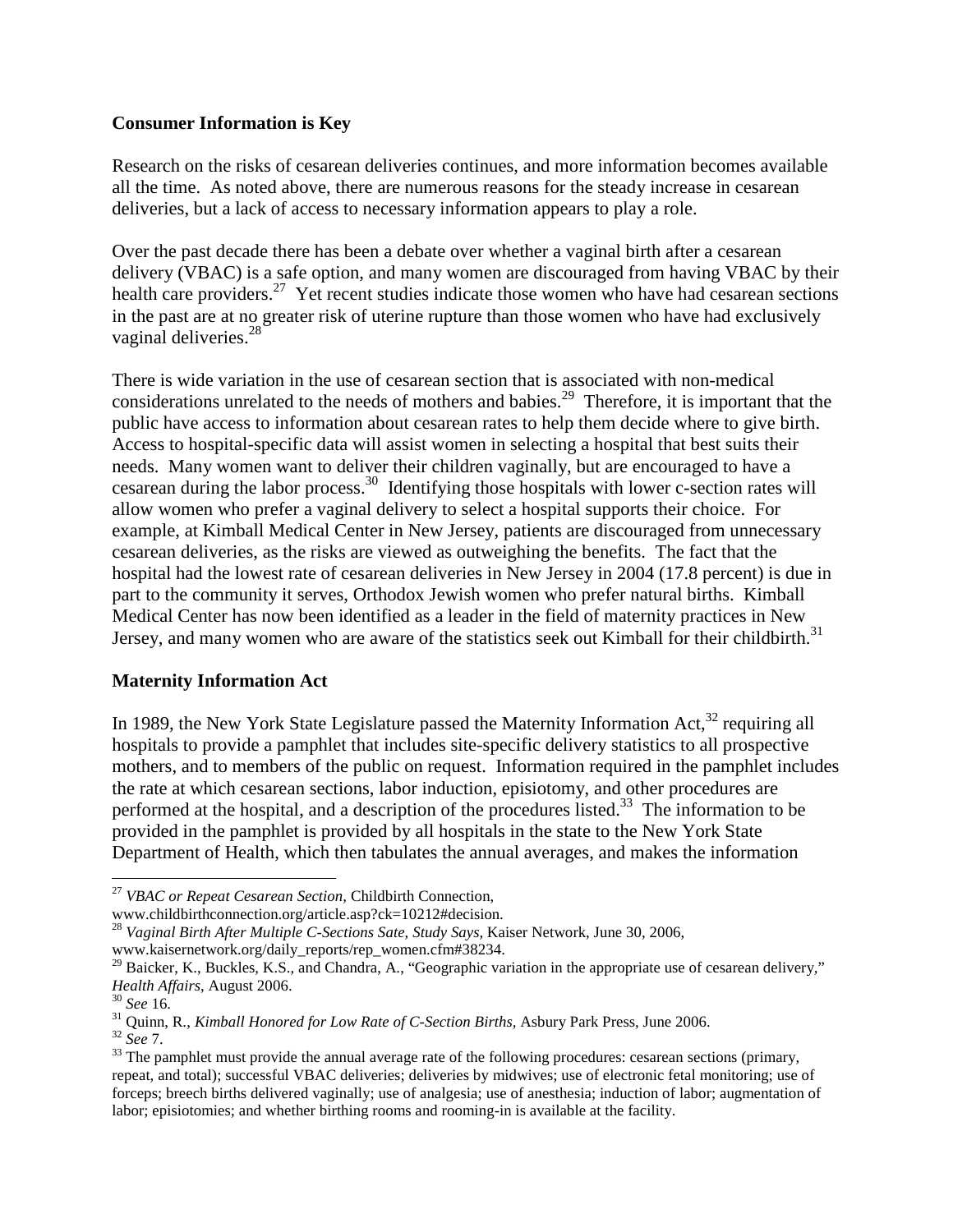**Consumer Information is Key**

Research on the risks of cesarean deliveries continues, and more information becomes available all the time. As noted above, there are numerous reasons for the steady increase in cesarean deliveries, but a lack of access to necessary information appears to play a role.

Over the past decade there has been a debate over whether a vaginal birth after a cesarean delivery (VBAC) is a safe option, and many women are discouraged from having VBAC by their health care providers.[27] Yet recent studies indicate those women who have had cesarean sections in the past are at no greater risk of uterine rupture than those women who have had exclusively vaginal deliveries.[28]

There is wide variation in the use of cesarean section that is associated with non-medical considerations unrelated to the needs of mothers and babies.[29] Therefore, it is important that the public have access to information about cesarean rates to help them decide where to give birth. Access to hospital-specific data will assist women in selecting a hospital that best suits their needs. Many women want to deliver their children vaginally, but are encouraged to have a cesarean during the labor process.[30] Identifying those hospitals with lower c-section rates will allow women who prefer a vaginal delivery to select a hospital supports their choice. For example, at Kimball Medical Center in New Jersey, patients are discouraged from unnecessary cesarean deliveries, as the risks are viewed as outweighing the benefits. The fact that the hospital had the lowest rate of cesarean deliveries in New Jersey in 2004 (17.8 percent) is due in part to the community it serves, Orthodox Jewish women who prefer natural births. Kimball Medical Center has now been identified as a leader in the field of maternity practices in New Jersey, and many women who are aware of the statistics seek out Kimball for their childbirth.[31]

**Maternity Information Act**

In 1989, the New York State Legislature passed the Maternity Information Act,[32] requiring all hospitals to provide a pamphlet that includes site-specific delivery statistics to all prospective mothers, and to members of the public on request. Information required in the pamphlet includes the rate at which cesarean sections, labor induction, episiotomy, and other procedures are performed at the hospital, and a description of the procedures listed.[33] The information to be provided in the pamphlet is provided by all hospitals in the state to the New York State Department of Health, which then tabulates the annual averages, and makes the information

---

[27] *VBAC or Repeat Cesarean Section*, Childbirth Connection, www.childbirthconnection.org/article.asp?ck=10212#decision.

[28] *Vaginal Birth After Multiple C-Sections Sate, Study Says*, Kaiser Network, June 30, 2006, www.kaisernetwork.org/daily_reports/rep_women.cfm#38234.

[29] Baicker, K., Buckles, K.S., and Chandra, A., "Geographic variation in the appropriate use of cesarean delivery," *Health Affairs*, August 2006.

[30] *See* 16.

[31] Quinn, R., *Kimball Honored for Low Rate of C-Section Births*, Asbury Park Press, June 2006.

[32] *See* 7.

[33] The pamphlet must provide the annual average rate of the following procedures: cesarean sections (primary, repeat, and total); successful VBAC deliveries; deliveries by midwives; use of electronic fetal monitoring; use of forceps; breech births delivered vaginally; use of analgesia; use of anesthesia; induction of labor; augmentation of labor; episiotomies; and whether birthing rooms and rooming-in is available at the facility.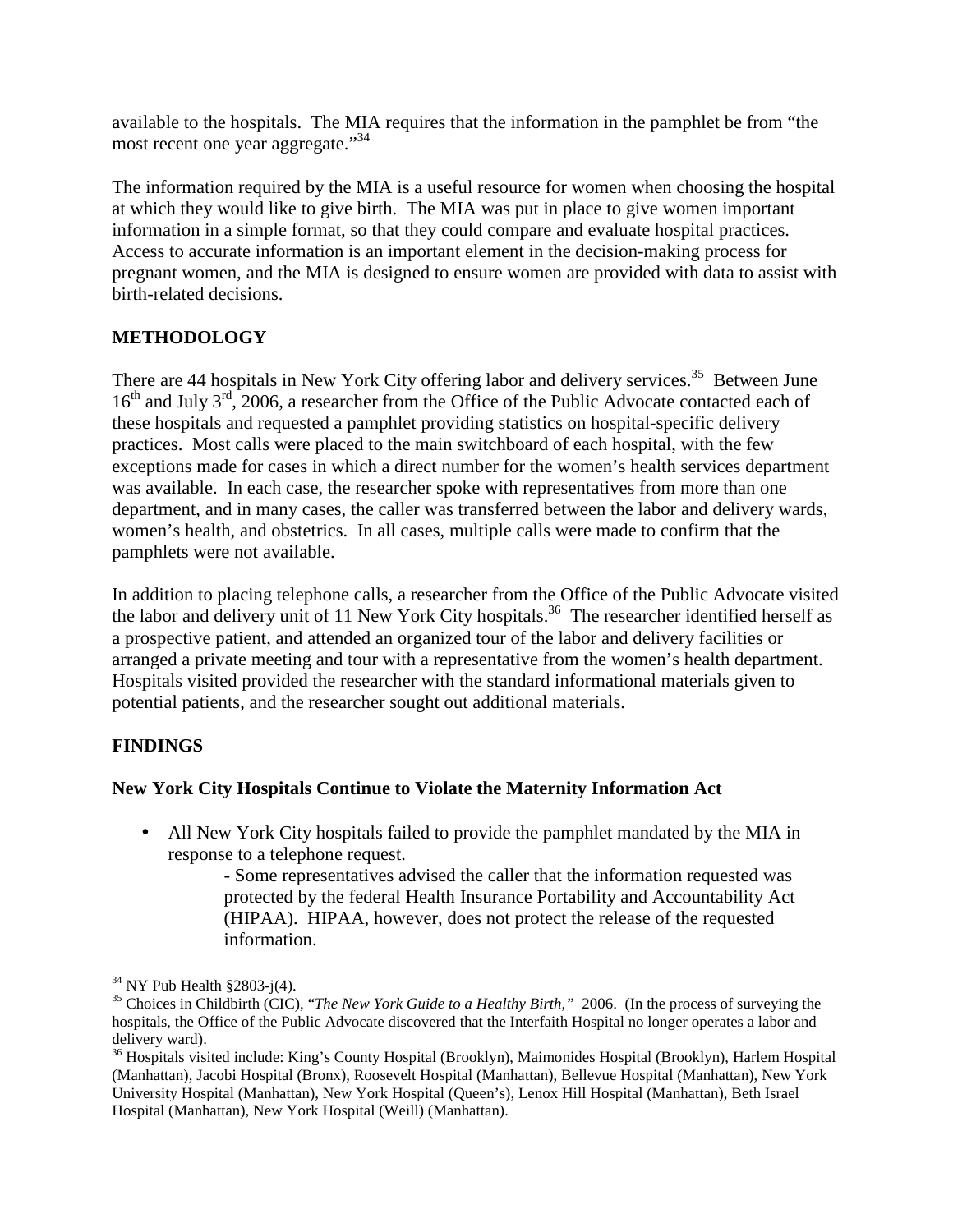available to the hospitals. The MIA requires that the information in the pamphlet be from "the most recent one year aggregate."[34]

The information required by the MIA is a useful resource for women when choosing the hospital at which they would like to give birth. The MIA was put in place to give women important information in a simple format, so that they could compare and evaluate hospital practices. Access to accurate information is an important element in the decision-making process for pregnant women, and the MIA is designed to ensure women are provided with data to assist with birth-related decisions.

## METHODOLOGY

There are 44 hospitals in New York City offering labor and delivery services.[35] Between June 16th and July 3rd, 2006, a researcher from the Office of the Public Advocate contacted each of these hospitals and requested a pamphlet providing statistics on hospital-specific delivery practices. Most calls were placed to the main switchboard of each hospital, with the few exceptions made for cases in which a direct number for the women's health services department was available. In each case, the researcher spoke with representatives from more than one department, and in many cases, the caller was transferred between the labor and delivery wards, women's health, and obstetrics. In all cases, multiple calls were made to confirm that the pamphlets were not available.

In addition to placing telephone calls, a researcher from the Office of the Public Advocate visited the labor and delivery unit of 11 New York City hospitals.[36] The researcher identified herself as a prospective patient, and attended an organized tour of the labor and delivery facilities or arranged a private meeting and tour with a representative from the women's health department. Hospitals visited provided the researcher with the standard informational materials given to potential patients, and the researcher sought out additional materials.

## FINDINGS

### New York City Hospitals Continue to Violate the Maternity Information Act

- All New York City hospitals failed to provide the pamphlet mandated by the MIA in response to a telephone request.
  - Some representatives advised the caller that the information requested was protected by the federal Health Insurance Portability and Accountability Act (HIPAA). HIPAA, however, does not protect the release of the requested information.

---

[34] NY Pub Health §2803-j(4).

[35] Choices in Childbirth (CIC), "*The New York Guide to a Healthy Birth,*" 2006. (In the process of surveying the hospitals, the Office of the Public Advocate discovered that the Interfaith Hospital no longer operates a labor and delivery ward).

[36] Hospitals visited include: King's County Hospital (Brooklyn), Maimonides Hospital (Brooklyn), Harlem Hospital (Manhattan), Jacobi Hospital (Bronx), Roosevelt Hospital (Manhattan), Bellevue Hospital (Manhattan), New York University Hospital (Manhattan), New York Hospital (Queen's), Lenox Hill Hospital (Manhattan), Beth Israel Hospital (Manhattan), New York Hospital (Weill) (Manhattan).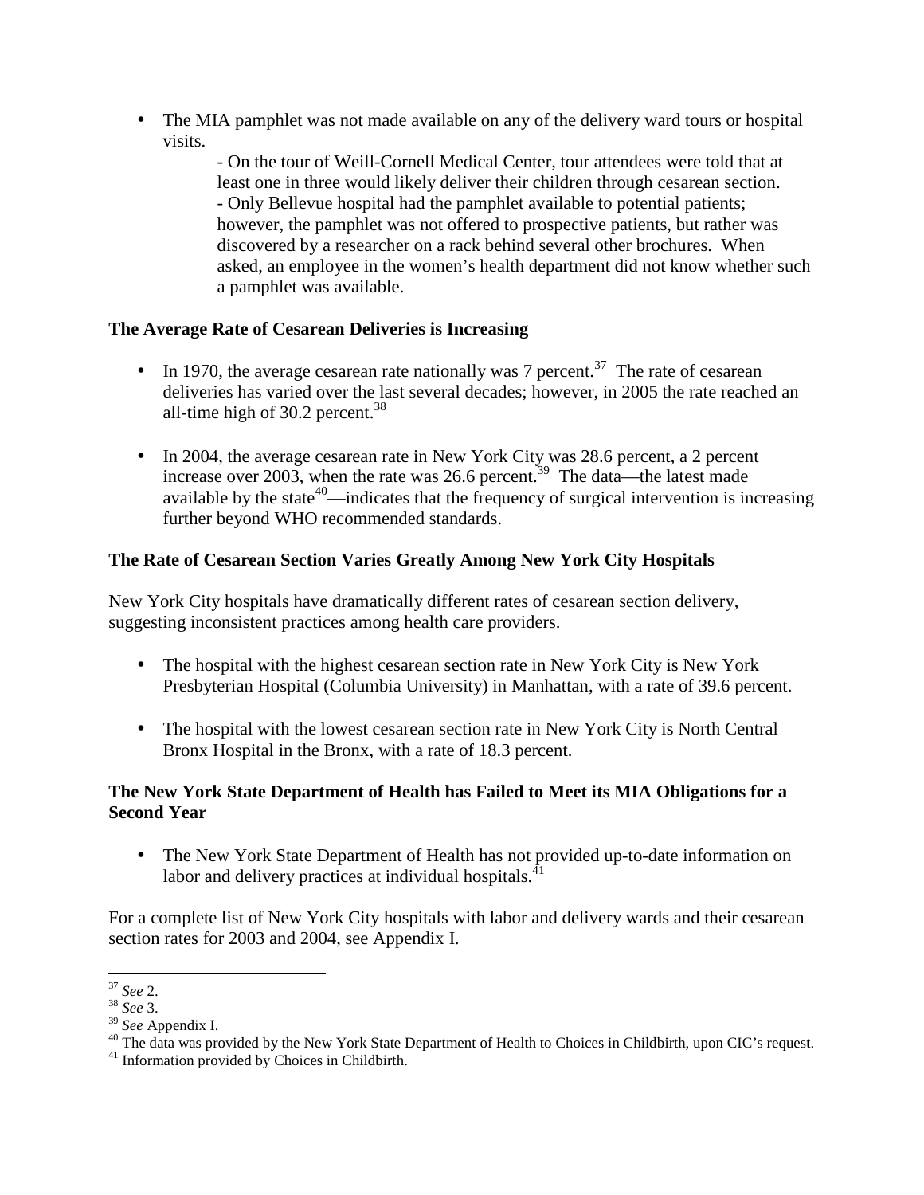- The MIA pamphlet was not made available on any of the delivery ward tours or hospital visits.
  - On the tour of Weill-Cornell Medical Center, tour attendees were told that at least one in three would likely deliver their children through cesarean section.
  - Only Bellevue hospital had the pamphlet available to potential patients; however, the pamphlet was not offered to prospective patients, but rather was discovered by a researcher on a rack behind several other brochures. When asked, an employee in the women's health department did not know whether such a pamphlet was available.

**The Average Rate of Cesarean Deliveries is Increasing**

- In 1970, the average cesarean rate nationally was 7 percent.[37] The rate of cesarean deliveries has varied over the last several decades; however, in 2005 the rate reached an all-time high of 30.2 percent.[38]

- In 2004, the average cesarean rate in New York City was 28.6 percent, a 2 percent increase over 2003, when the rate was 26.6 percent.[39] The data—the latest made available by the state[40]—indicates that the frequency of surgical intervention is increasing further beyond WHO recommended standards.

**The Rate of Cesarean Section Varies Greatly Among New York City Hospitals**

New York City hospitals have dramatically different rates of cesarean section delivery, suggesting inconsistent practices among health care providers.

- The hospital with the highest cesarean section rate in New York City is New York Presbyterian Hospital (Columbia University) in Manhattan, with a rate of 39.6 percent.

- The hospital with the lowest cesarean section rate in New York City is North Central Bronx Hospital in the Bronx, with a rate of 18.3 percent.

**The New York State Department of Health has Failed to Meet its MIA Obligations for a Second Year**

- The New York State Department of Health has not provided up-to-date information on labor and delivery practices at individual hospitals.[41]

For a complete list of New York City hospitals with labor and delivery wards and their cesarean section rates for 2003 and 2004, see Appendix I.

---

[37] *See* 2.
[38] *See* 3.
[39] *See* Appendix I.
[40] The data was provided by the New York State Department of Health to Choices in Childbirth, upon CIC's request.
[41] Information provided by Choices in Childbirth.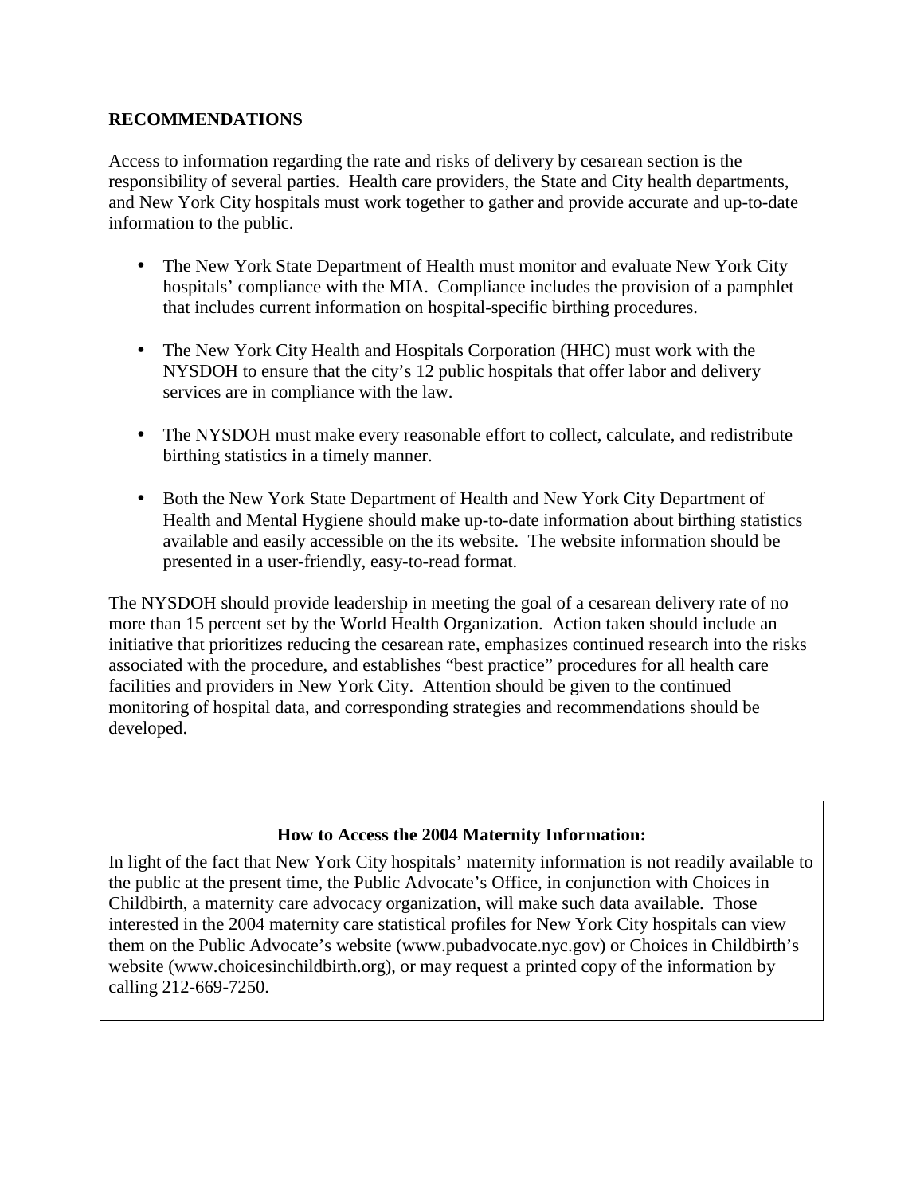## RECOMMENDATIONS

Access to information regarding the rate and risks of delivery by cesarean section is the responsibility of several parties. Health care providers, the State and City health departments, and New York City hospitals must work together to gather and provide accurate and up-to-date information to the public.

- The New York State Department of Health must monitor and evaluate New York City hospitals' compliance with the MIA. Compliance includes the provision of a pamphlet that includes current information on hospital-specific birthing procedures.

- The New York City Health and Hospitals Corporation (HHC) must work with the NYSDOH to ensure that the city's 12 public hospitals that offer labor and delivery services are in compliance with the law.

- The NYSDOH must make every reasonable effort to collect, calculate, and redistribute birthing statistics in a timely manner.

- Both the New York State Department of Health and New York City Department of Health and Mental Hygiene should make up-to-date information about birthing statistics available and easily accessible on the its website. The website information should be presented in a user-friendly, easy-to-read format.

The NYSDOH should provide leadership in meeting the goal of a cesarean delivery rate of no more than 15 percent set by the World Health Organization. Action taken should include an initiative that prioritizes reducing the cesarean rate, emphasizes continued research into the risks associated with the procedure, and establishes "best practice" procedures for all health care facilities and providers in New York City. Attention should be given to the continued monitoring of hospital data, and corresponding strategies and recommendations should be developed.

**How to Access the 2004 Maternity Information:**

In light of the fact that New York City hospitals' maternity information is not readily available to the public at the present time, the Public Advocate's Office, in conjunction with Choices in Childbirth, a maternity care advocacy organization, will make such data available. Those interested in the 2004 maternity care statistical profiles for New York City hospitals can view them on the Public Advocate's website (www.pubadvocate.nyc.gov) or Choices in Childbirth's website (www.choicesinchildbirth.org), or may request a printed copy of the information by calling 212-669-7250.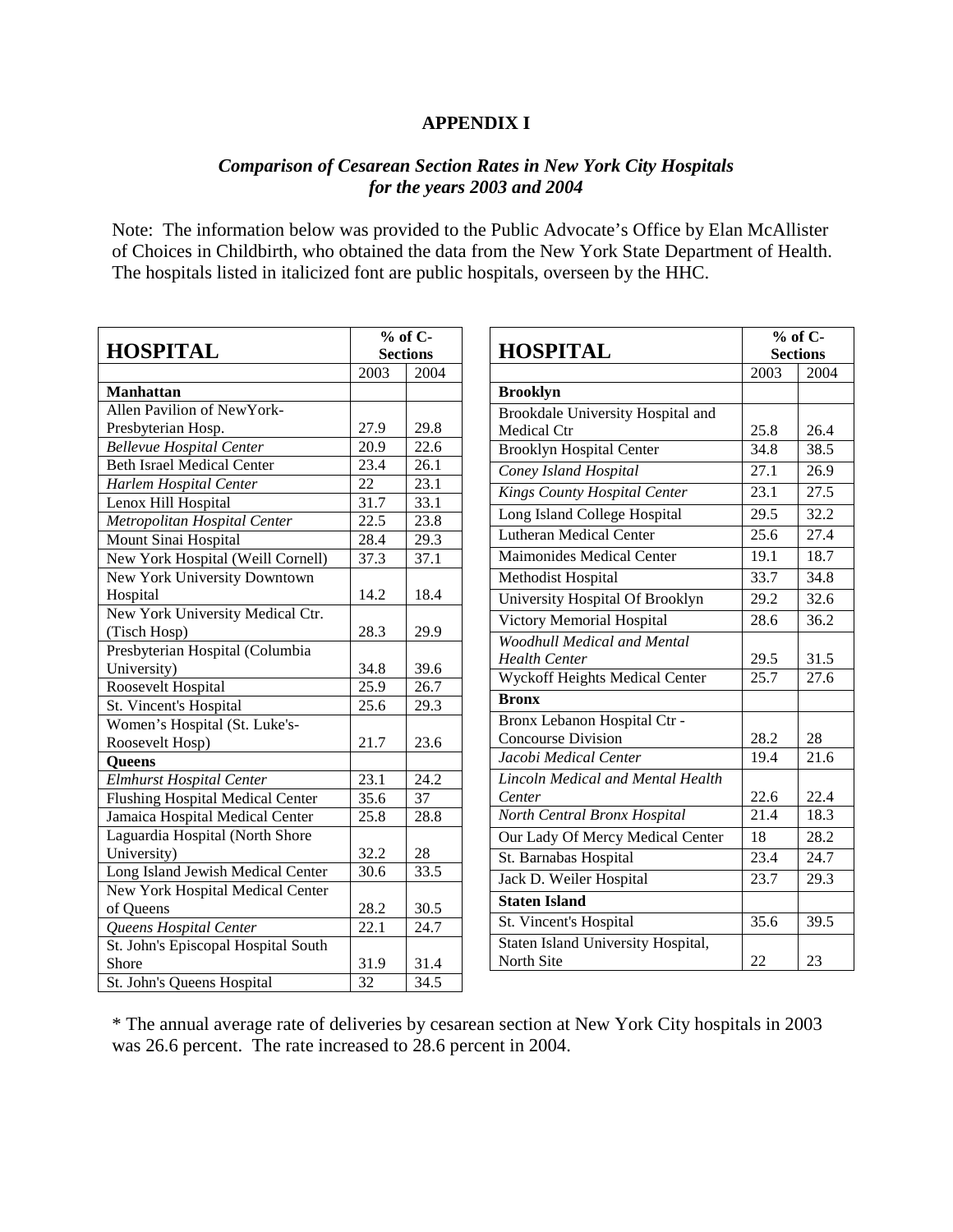# APPENDIX I

## *Comparison of Cesarean Section Rates in New York City Hospitals for the years 2003 and 2004*

Note: The information below was provided to the Public Advocate's Office by Elan McAllister of Choices in Childbirth, who obtained the data from the New York State Department of Health. The hospitals listed in italicized font are public hospitals, overseen by the HHC.

| HOSPITAL | % of C-Sections | |
|---|---|---|
| | 2003 | 2004 |
| **Manhattan** | | |
| Allen Pavilion of NewYork-Presbyterian Hosp. | 27.9 | 29.8 |
| *Bellevue Hospital Center* | 20.9 | 22.6 |
| Beth Israel Medical Center | 23.4 | 26.1 |
| *Harlem Hospital Center* | 22 | 23.1 |
| Lenox Hill Hospital | 31.7 | 33.1 |
| *Metropolitan Hospital Center* | 22.5 | 23.8 |
| Mount Sinai Hospital | 28.4 | 29.3 |
| New York Hospital (Weill Cornell) | 37.3 | 37.1 |
| New York University Downtown Hospital | 14.2 | 18.4 |
| New York University Medical Ctr. (Tisch Hosp) | 28.3 | 29.9 |
| Presbyterian Hospital (Columbia University) | 34.8 | 39.6 |
| Roosevelt Hospital | 25.9 | 26.7 |
| St. Vincent's Hospital | 25.6 | 29.3 |
| Women's Hospital (St. Luke's-Roosevelt Hosp) | 21.7 | 23.6 |
| **Queens** | | |
| *Elmhurst Hospital Center* | 23.1 | 24.2 |
| Flushing Hospital Medical Center | 35.6 | 37 |
| Jamaica Hospital Medical Center | 25.8 | 28.8 |
| Laguardia Hospital (North Shore University) | 32.2 | 28 |
| Long Island Jewish Medical Center | 30.6 | 33.5 |
| New York Hospital Medical Center of Queens | 28.2 | 30.5 |
| *Queens Hospital Center* | 22.1 | 24.7 |
| St. John's Episcopal Hospital South Shore | 31.9 | 31.4 |
| St. John's Queens Hospital | 32 | 34.5 |

| HOSPITAL | % of C-Sections | |
|---|---|---|
| | 2003 | 2004 |
| **Brooklyn** | | |
| Brookdale University Hospital and Medical Ctr | 25.8 | 26.4 |
| Brooklyn Hospital Center | 34.8 | 38.5 |
| *Coney Island Hospital* | 27.1 | 26.9 |
| *Kings County Hospital Center* | 23.1 | 27.5 |
| Long Island College Hospital | 29.5 | 32.2 |
| Lutheran Medical Center | 25.6 | 27.4 |
| Maimonides Medical Center | 19.1 | 18.7 |
| Methodist Hospital | 33.7 | 34.8 |
| University Hospital Of Brooklyn | 29.2 | 32.6 |
| Victory Memorial Hospital | 28.6 | 36.2 |
| *Woodhull Medical and Mental Health Center* | 29.5 | 31.5 |
| Wyckoff Heights Medical Center | 25.7 | 27.6 |
| **Bronx** | | |
| Bronx Lebanon Hospital Ctr - Concourse Division | 28.2 | 28 |
| *Jacobi Medical Center* | 19.4 | 21.6 |
| *Lincoln Medical and Mental Health Center* | 22.6 | 22.4 |
| *North Central Bronx Hospital* | 21.4 | 18.3 |
| Our Lady Of Mercy Medical Center | 18 | 28.2 |
| St. Barnabas Hospital | 23.4 | 24.7 |
| Jack D. Weiler Hospital | 23.7 | 29.3 |
| **Staten Island** | | |
| St. Vincent's Hospital | 35.6 | 39.5 |
| Staten Island University Hospital, North Site | 22 | 23 |

\* The annual average rate of deliveries by cesarean section at New York City hospitals in 2003 was 26.6 percent. The rate increased to 28.6 percent in 2004.